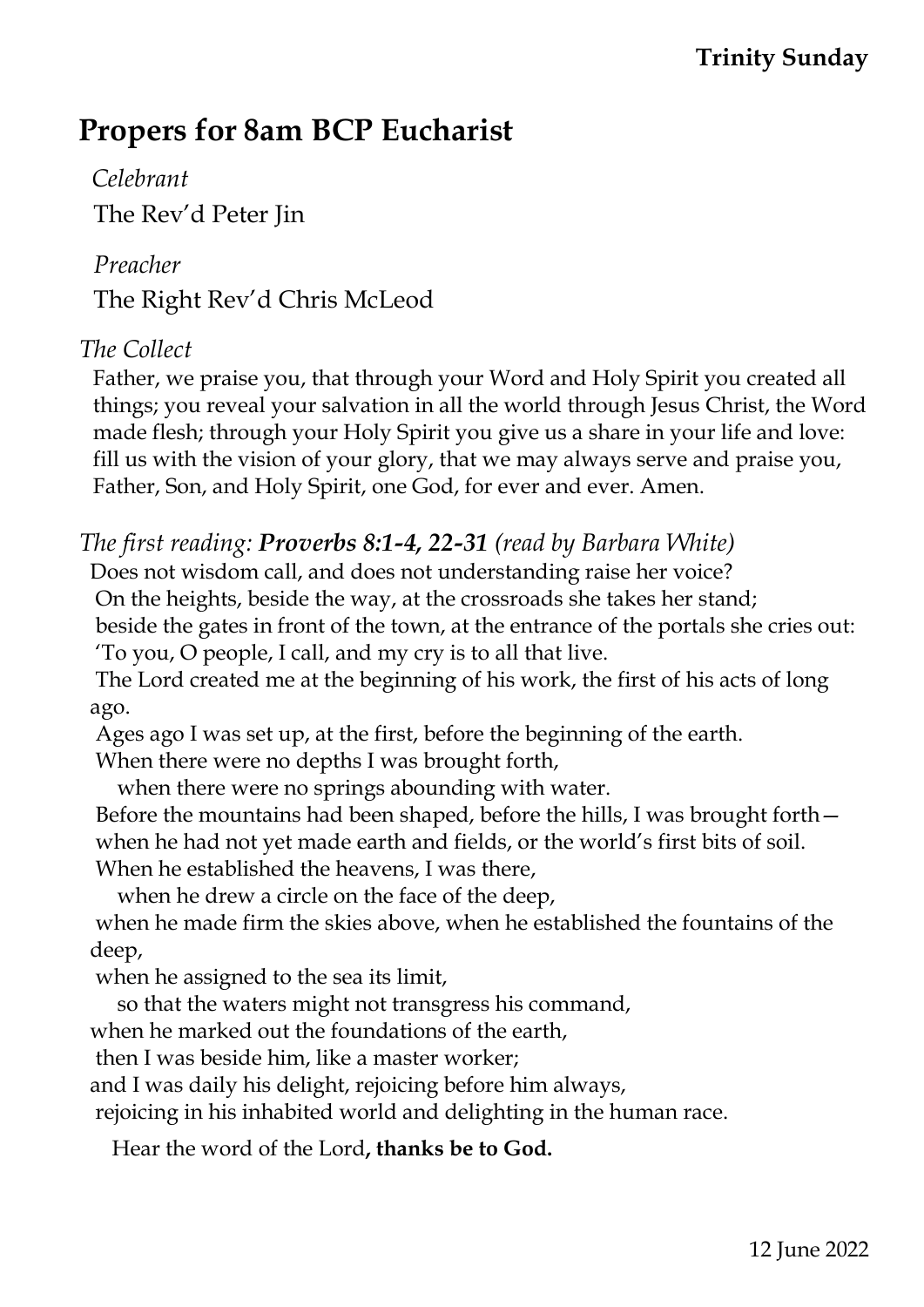**Trinity Sunday**

# Propers for 8am BCP Eucharist

*Celebrant*

The Rev'd Peter Jin

*Preacher*

The Right Rev'd Chris McLeod

*The Collect*

Father, we praise you, that through your Word and Holy Spirit you created all things; you reveal your salvation in all the world through Jesus Christ, the Word made flesh; through your Holy Spirit you give us a share in your life and love: fill us with the vision of your glory, that we may always serve and praise you, Father, Son, and Holy Spirit, one God, for ever and ever. Amen.

*The first reading: **Proverbs 8:1-4, 22-31** (read by Barbara White)*

Does not wisdom call, and does not understanding raise her voice?
On the heights, beside the way, at the crossroads she takes her stand;
beside the gates in front of the town, at the entrance of the portals she cries out:
'To you, O people, I call, and my cry is to all that live.
The Lord created me at the beginning of his work, the first of his acts of long ago.
Ages ago I was set up, at the first, before the beginning of the earth.
When there were no depths I was brought forth,
when there were no springs abounding with water.
Before the mountains had been shaped, before the hills, I was brought forth—
when he had not yet made earth and fields, or the world's first bits of soil.
When he established the heavens, I was there,
when he drew a circle on the face of the deep,
when he made firm the skies above, when he established the fountains of the deep,
when he assigned to the sea its limit,
so that the waters might not transgress his command,
when he marked out the foundations of the earth,
then I was beside him, like a master worker;
and I was daily his delight, rejoicing before him always,
rejoicing in his inhabited world and delighting in the human race.

Hear the word of the Lord**, thanks be to God.**

12 June 2022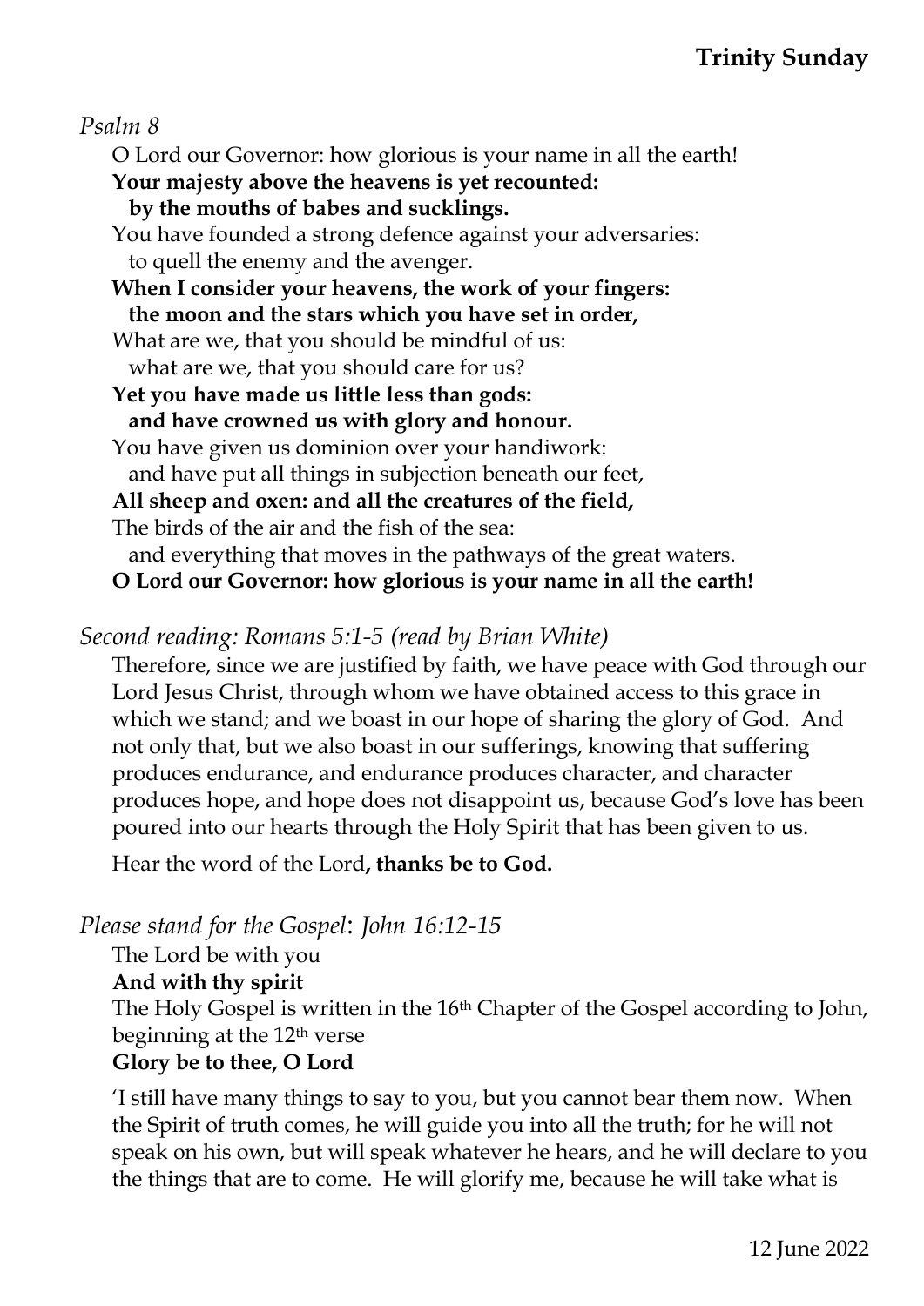*Psalm 8*

O Lord our Governor: how glorious is your name in all the earth!
**Your majesty above the heavens is yet recounted:**
**by the mouths of babes and sucklings.**
You have founded a strong defence against your adversaries:
to quell the enemy and the avenger.
**When I consider your heavens, the work of your fingers:**
**the moon and the stars which you have set in order,**
What are we, that you should be mindful of us:
what are we, that you should care for us?
**Yet you have made us little less than gods:**
**and have crowned us with glory and honour.**
You have given us dominion over your handiwork:
and have put all things in subjection beneath our feet,
**All sheep and oxen: and all the creatures of the field,**
The birds of the air and the fish of the sea:
and everything that moves in the pathways of the great waters.
**O Lord our Governor: how glorious is your name in all the earth!**

*Second reading: Romans 5:1-5 (read by Brian White)*

Therefore, since we are justified by faith, we have peace with God through our Lord Jesus Christ, through whom we have obtained access to this grace in which we stand; and we boast in our hope of sharing the glory of God. And not only that, but we also boast in our sufferings, knowing that suffering produces endurance, and endurance produces character, and character produces hope, and hope does not disappoint us, because God's love has been poured into our hearts through the Holy Spirit that has been given to us.

Hear the word of the Lord**, thanks be to God.**

*Please stand for the Gospel*: *John 16:12-15*

The Lord be with you
**And with thy spirit**
The Holy Gospel is written in the 16th Chapter of the Gospel according to John, beginning at the 12th verse
**Glory be to thee, O Lord**

'I still have many things to say to you, but you cannot bear them now. When the Spirit of truth comes, he will guide you into all the truth; for he will not speak on his own, but will speak whatever he hears, and he will declare to you the things that are to come. He will glorify me, because he will take what is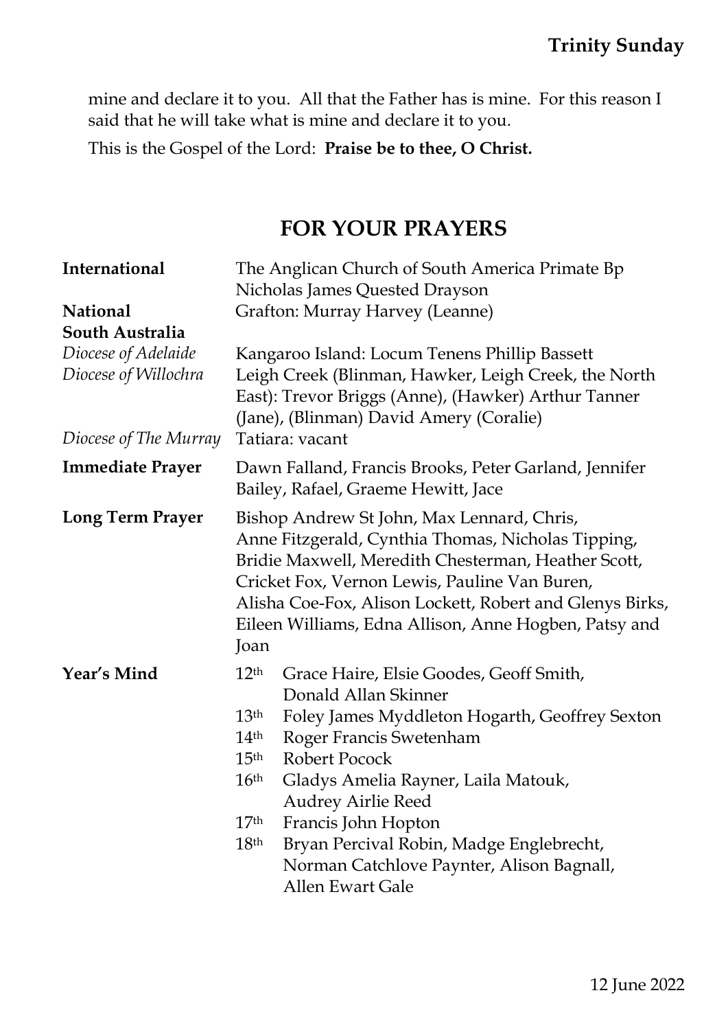mine and declare it to you. All that the Father has is mine. For this reason I said that he will take what is mine and declare it to you.

This is the Gospel of the Lord: **Praise be to thee, O Christ.**

## FOR YOUR PRAYERS

| | |
|---|---|
| **International** | The Anglican Church of South America Primate Bp Nicholas James Quested Drayson |
| **National** | Grafton: Murray Harvey (Leanne) |
| **South Australia** | |
| *Diocese of Adelaide* | Kangaroo Island: Locum Tenens Phillip Bassett |
| *Diocese of Willochra* | Leigh Creek (Blinman, Hawker, Leigh Creek, the North East): Trevor Briggs (Anne), (Hawker) Arthur Tanner (Jane), (Blinman) David Amery (Coralie) |
| *Diocese of The Murray* | Tatiara: vacant |
| **Immediate Prayer** | Dawn Falland, Francis Brooks, Peter Garland, Jennifer Bailey, Rafael, Graeme Hewitt, Jace |
| **Long Term Prayer** | Bishop Andrew St John, Max Lennard, Chris, Anne Fitzgerald, Cynthia Thomas, Nicholas Tipping, Bridie Maxwell, Meredith Chesterman, Heather Scott, Cricket Fox, Vernon Lewis, Pauline Van Buren, Alisha Coe-Fox, Alison Lockett, Robert and Glenys Birks, Eileen Williams, Edna Allison, Anne Hogben, Patsy and Joan |
| **Year's Mind** | 12th Grace Haire, Elsie Goodes, Geoff Smith, Donald Allan Skinner |
| | 13th Foley James Myddleton Hogarth, Geoffrey Sexton |
| | 14th Roger Francis Swetenham |
| | 15th Robert Pocock |
| | 16th Gladys Amelia Rayner, Laila Matouk, Audrey Airlie Reed |
| | 17th Francis John Hopton |
| | 18th Bryan Percival Robin, Madge Englebrecht, Norman Catchlove Paynter, Alison Bagnall, Allen Ewart Gale |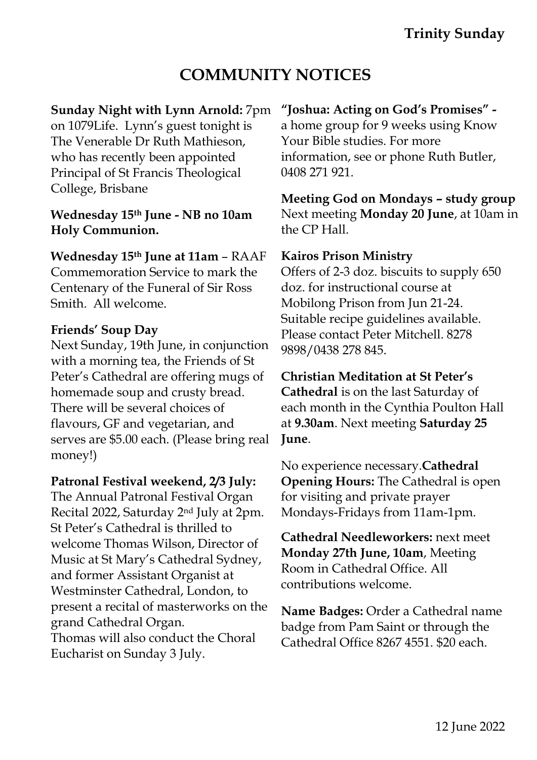## COMMUNITY NOTICES

**Sunday Night with Lynn Arnold:** 7pm on 1079Life. Lynn's guest tonight is The Venerable Dr Ruth Mathieson, who has recently been appointed Principal of St Francis Theological College, Brisbane

**Wednesday 15th June - NB no 10am Holy Communion.**

**Wednesday 15th June at 11am** – RAAF Commemoration Service to mark the Centenary of the Funeral of Sir Ross Smith. All welcome.

**Friends' Soup Day**
Next Sunday, 19th June, in conjunction with a morning tea, the Friends of St Peter's Cathedral are offering mugs of homemade soup and crusty bread. There will be several choices of flavours, GF and vegetarian, and serves are $5.00 each. (Please bring real money!)

**Patronal Festival weekend, 2/3 July:**
The Annual Patronal Festival Organ Recital 2022, Saturday 2nd July at 2pm. St Peter's Cathedral is thrilled to welcome Thomas Wilson, Director of Music at St Mary's Cathedral Sydney, and former Assistant Organist at Westminster Cathedral, London, to present a recital of masterworks on the grand Cathedral Organ.
Thomas will also conduct the Choral Eucharist on Sunday 3 July.

**"Joshua: Acting on God's Promises" -** a home group for 9 weeks using Know Your Bible studies. For more information, see or phone Ruth Butler, 0408 271 921.

**Meeting God on Mondays – study group**
Next meeting **Monday 20 June**, at 10am in the CP Hall.

**Kairos Prison Ministry**
Offers of 2-3 doz. biscuits to supply 650 doz. for instructional course at Mobilong Prison from Jun 21-24. Suitable recipe guidelines available. Please contact Peter Mitchell. 8278 9898/0438 278 845.

**Christian Meditation at St Peter's Cathedral** is on the last Saturday of each month in the Cynthia Poulton Hall at **9.30am**. Next meeting **Saturday 25 June**.

No experience necessary.**Cathedral Opening Hours:** The Cathedral is open for visiting and private prayer Mondays-Fridays from 11am-1pm.

**Cathedral Needleworkers:** next meet **Monday 27th June, 10am**, Meeting Room in Cathedral Office. All contributions welcome.

**Name Badges:** Order a Cathedral name badge from Pam Saint or through the Cathedral Office 8267 4551. $20 each.